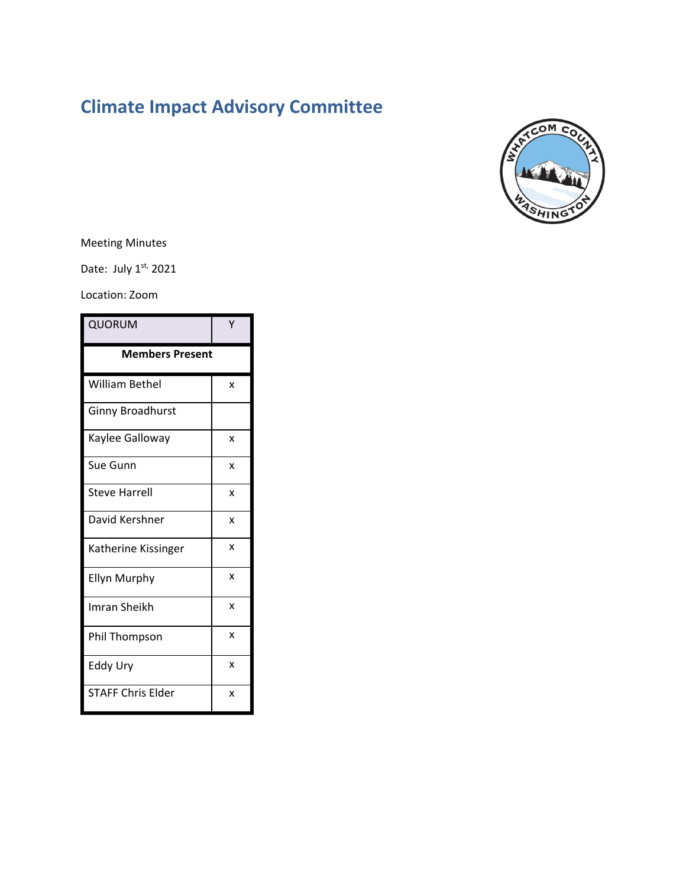# Climate Impact Advisory Committee

Meeting Minutes

Date: July 1st, 2021

Location: Zoom

| QUORUM | Y |
|---|---|
| **Members Present** | |
| William Bethel | x |
| Ginny Broadhurst | |
| Kaylee Galloway | x |
| Sue Gunn | x |
| Steve Harrell | x |
| David Kershner | x |
| Katherine Kissinger | x |
| Ellyn Murphy | x |
| Imran Sheikh | x |
| Phil Thompson | x |
| Eddy Ury | x |
| STAFF Chris Elder | x |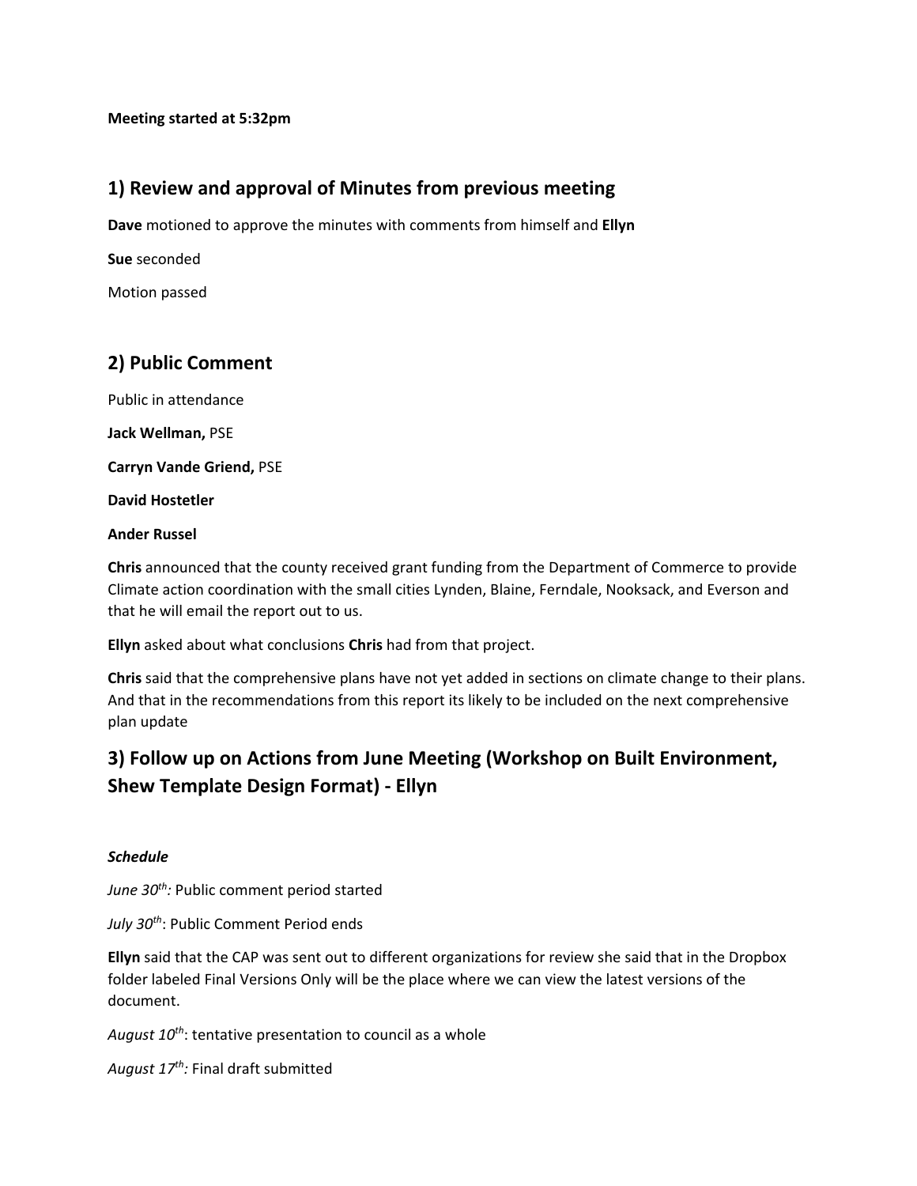**Meeting started at 5:32pm**

## 1) Review and approval of Minutes from previous meeting

**Dave** motioned to approve the minutes with comments from himself and **Ellyn**

**Sue** seconded

Motion passed

## 2) Public Comment

Public in attendance

**Jack Wellman,** PSE

**Carryn Vande Griend,** PSE

**David Hostetler**

**Ander Russel**

**Chris** announced that the county received grant funding from the Department of Commerce to provide Climate action coordination with the small cities Lynden, Blaine, Ferndale, Nooksack, and Everson and that he will email the report out to us.

**Ellyn** asked about what conclusions **Chris** had from that project.

**Chris** said that the comprehensive plans have not yet added in sections on climate change to their plans. And that in the recommendations from this report its likely to be included on the next comprehensive plan update

## 3) Follow up on Actions from June Meeting (Workshop on Built Environment, Shew Template Design Format) - Ellyn

***Schedule***

*June 30th:* Public comment period started

*July 30th*: Public Comment Period ends

**Ellyn** said that the CAP was sent out to different organizations for review she said that in the Dropbox folder labeled Final Versions Only will be the place where we can view the latest versions of the document.

*August 10th*: tentative presentation to council as a whole

*August 17th:* Final draft submitted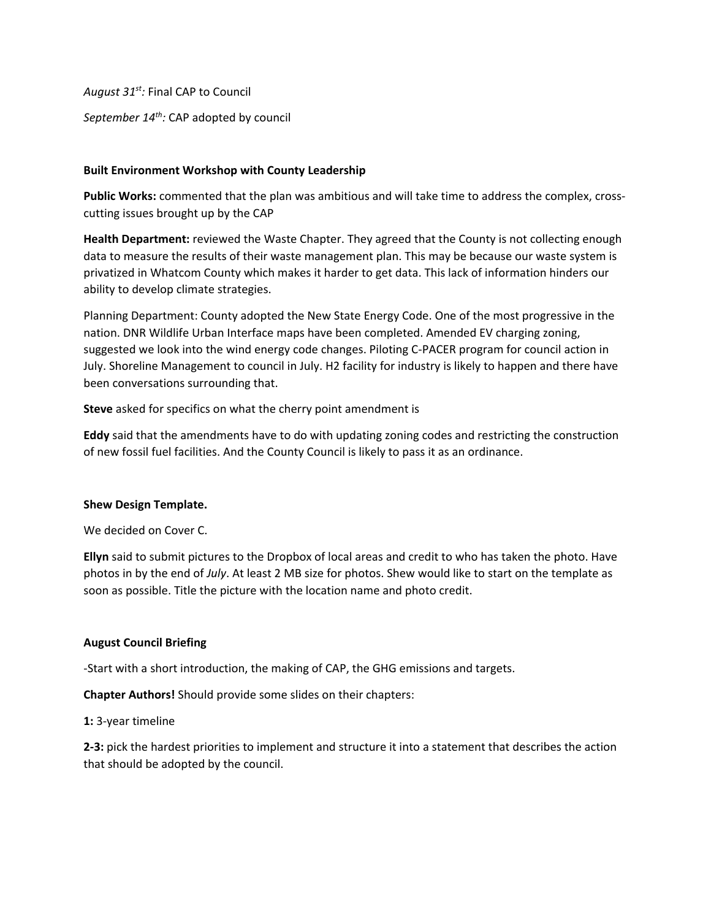*August 31st:* Final CAP to Council

*September 14th:* CAP adopted by council

**Built Environment Workshop with County Leadership**

**Public Works:** commented that the plan was ambitious and will take time to address the complex, cross-cutting issues brought up by the CAP

**Health Department:** reviewed the Waste Chapter. They agreed that the County is not collecting enough data to measure the results of their waste management plan. This may be because our waste system is privatized in Whatcom County which makes it harder to get data. This lack of information hinders our ability to develop climate strategies.

Planning Department: County adopted the New State Energy Code. One of the most progressive in the nation. DNR Wildlife Urban Interface maps have been completed. Amended EV charging zoning, suggested we look into the wind energy code changes. Piloting C-PACER program for council action in July. Shoreline Management to council in July. H2 facility for industry is likely to happen and there have been conversations surrounding that.

**Steve** asked for specifics on what the cherry point amendment is

**Eddy** said that the amendments have to do with updating zoning codes and restricting the construction of new fossil fuel facilities. And the County Council is likely to pass it as an ordinance.

**Shew Design Template.**

We decided on Cover C.

**Ellyn** said to submit pictures to the Dropbox of local areas and credit to who has taken the photo. Have photos in by the end of *July*. At least 2 MB size for photos. Shew would like to start on the template as soon as possible. Title the picture with the location name and photo credit.

**August Council Briefing**

-Start with a short introduction, the making of CAP, the GHG emissions and targets.

**Chapter Authors!** Should provide some slides on their chapters:

**1:** 3-year timeline

**2-3:** pick the hardest priorities to implement and structure it into a statement that describes the action that should be adopted by the council.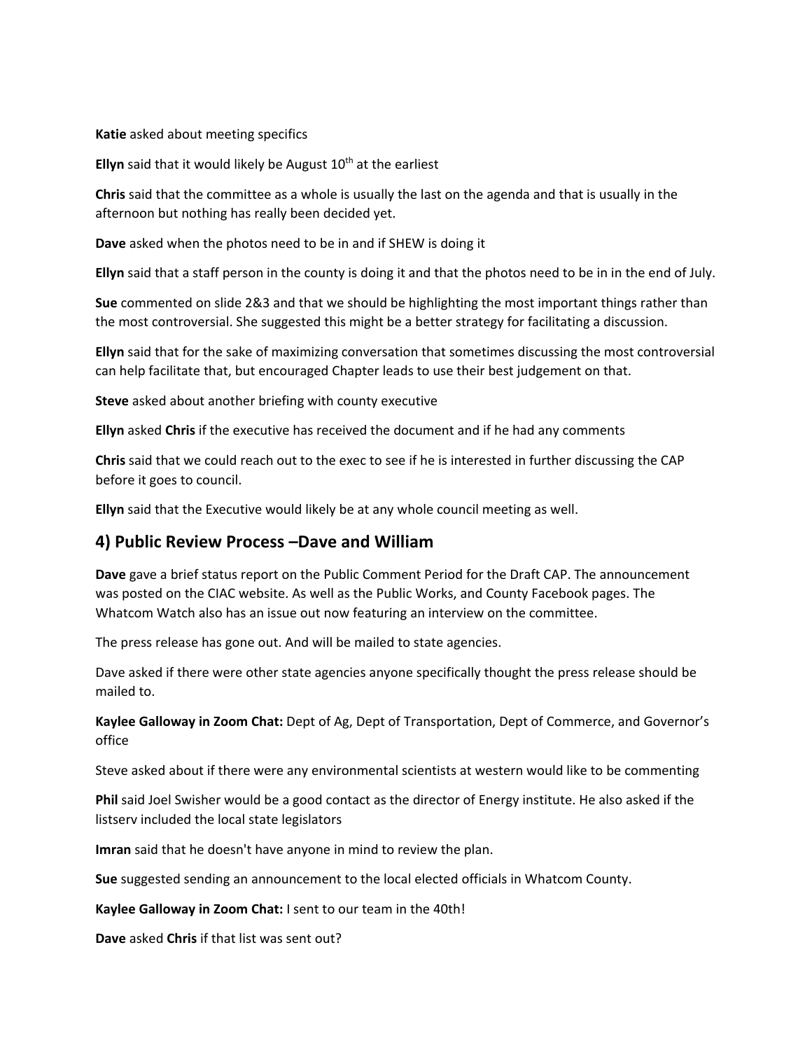**Katie** asked about meeting specifics

**Ellyn** said that it would likely be August 10th at the earliest

**Chris** said that the committee as a whole is usually the last on the agenda and that is usually in the afternoon but nothing has really been decided yet.

**Dave** asked when the photos need to be in and if SHEW is doing it

**Ellyn** said that a staff person in the county is doing it and that the photos need to be in in the end of July.

**Sue** commented on slide 2&3 and that we should be highlighting the most important things rather than the most controversial. She suggested this might be a better strategy for facilitating a discussion.

**Ellyn** said that for the sake of maximizing conversation that sometimes discussing the most controversial can help facilitate that, but encouraged Chapter leads to use their best judgement on that.

**Steve** asked about another briefing with county executive

**Ellyn** asked **Chris** if the executive has received the document and if he had any comments

**Chris** said that we could reach out to the exec to see if he is interested in further discussing the CAP before it goes to council.

**Ellyn** said that the Executive would likely be at any whole council meeting as well.

## 4) Public Review Process –Dave and William

**Dave** gave a brief status report on the Public Comment Period for the Draft CAP. The announcement was posted on the CIAC website. As well as the Public Works, and County Facebook pages. The Whatcom Watch also has an issue out now featuring an interview on the committee.

The press release has gone out. And will be mailed to state agencies.

Dave asked if there were other state agencies anyone specifically thought the press release should be mailed to.

**Kaylee Galloway in Zoom Chat:** Dept of Ag, Dept of Transportation, Dept of Commerce, and Governor's office

Steve asked about if there were any environmental scientists at western would like to be commenting

**Phil** said Joel Swisher would be a good contact as the director of Energy institute. He also asked if the listserv included the local state legislators

**Imran** said that he doesn't have anyone in mind to review the plan.

**Sue** suggested sending an announcement to the local elected officials in Whatcom County.

**Kaylee Galloway in Zoom Chat:** I sent to our team in the 40th!

**Dave** asked **Chris** if that list was sent out?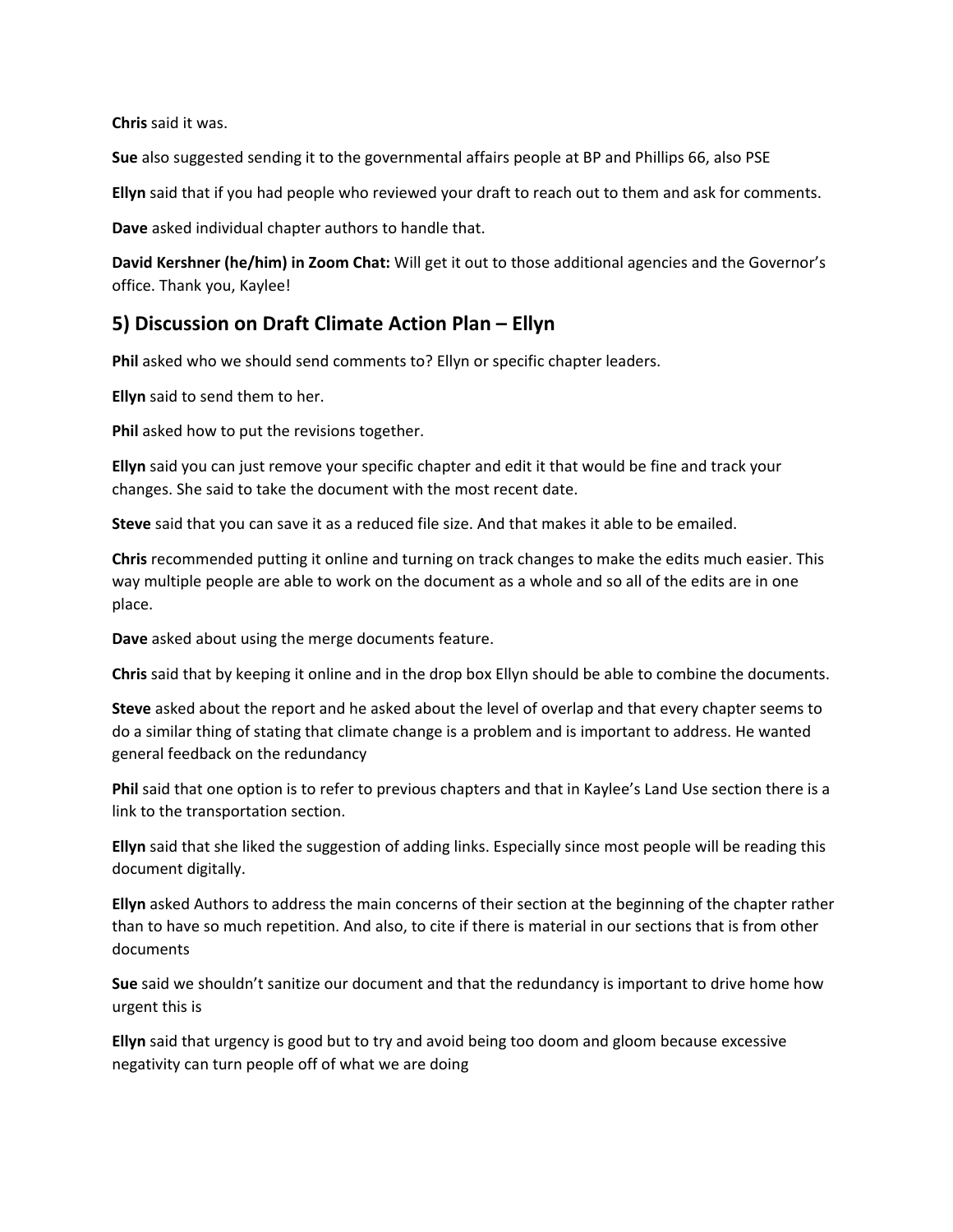**Chris** said it was.

**Sue** also suggested sending it to the governmental affairs people at BP and Phillips 66, also PSE

**Ellyn** said that if you had people who reviewed your draft to reach out to them and ask for comments.

**Dave** asked individual chapter authors to handle that.

**David Kershner (he/him) in Zoom Chat:** Will get it out to those additional agencies and the Governor's office. Thank you, Kaylee!

## 5) Discussion on Draft Climate Action Plan – Ellyn

**Phil** asked who we should send comments to? Ellyn or specific chapter leaders.

**Ellyn** said to send them to her.

**Phil** asked how to put the revisions together.

**Ellyn** said you can just remove your specific chapter and edit it that would be fine and track your changes. She said to take the document with the most recent date.

**Steve** said that you can save it as a reduced file size. And that makes it able to be emailed.

**Chris** recommended putting it online and turning on track changes to make the edits much easier. This way multiple people are able to work on the document as a whole and so all of the edits are in one place.

**Dave** asked about using the merge documents feature.

**Chris** said that by keeping it online and in the drop box Ellyn should be able to combine the documents.

**Steve** asked about the report and he asked about the level of overlap and that every chapter seems to do a similar thing of stating that climate change is a problem and is important to address. He wanted general feedback on the redundancy

**Phil** said that one option is to refer to previous chapters and that in Kaylee's Land Use section there is a link to the transportation section.

**Ellyn** said that she liked the suggestion of adding links. Especially since most people will be reading this document digitally.

**Ellyn** asked Authors to address the main concerns of their section at the beginning of the chapter rather than to have so much repetition. And also, to cite if there is material in our sections that is from other documents

**Sue** said we shouldn't sanitize our document and that the redundancy is important to drive home how urgent this is

**Ellyn** said that urgency is good but to try and avoid being too doom and gloom because excessive negativity can turn people off of what we are doing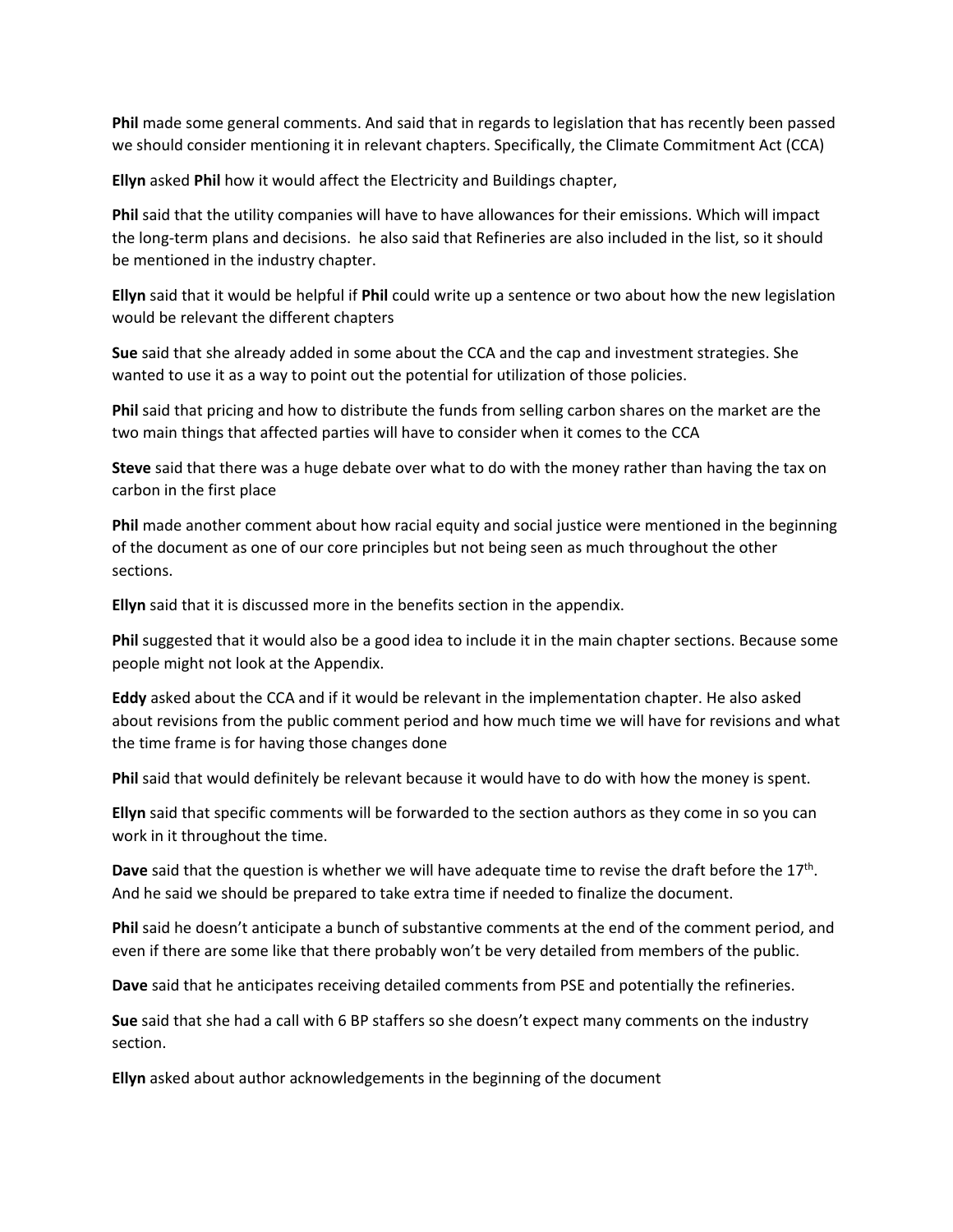**Phil** made some general comments. And said that in regards to legislation that has recently been passed we should consider mentioning it in relevant chapters. Specifically, the Climate Commitment Act (CCA)

**Ellyn** asked **Phil** how it would affect the Electricity and Buildings chapter,

**Phil** said that the utility companies will have to have allowances for their emissions. Which will impact the long-term plans and decisions. he also said that Refineries are also included in the list, so it should be mentioned in the industry chapter.

**Ellyn** said that it would be helpful if **Phil** could write up a sentence or two about how the new legislation would be relevant the different chapters

**Sue** said that she already added in some about the CCA and the cap and investment strategies. She wanted to use it as a way to point out the potential for utilization of those policies.

**Phil** said that pricing and how to distribute the funds from selling carbon shares on the market are the two main things that affected parties will have to consider when it comes to the CCA

**Steve** said that there was a huge debate over what to do with the money rather than having the tax on carbon in the first place

**Phil** made another comment about how racial equity and social justice were mentioned in the beginning of the document as one of our core principles but not being seen as much throughout the other sections.

**Ellyn** said that it is discussed more in the benefits section in the appendix.

**Phil** suggested that it would also be a good idea to include it in the main chapter sections. Because some people might not look at the Appendix.

**Eddy** asked about the CCA and if it would be relevant in the implementation chapter. He also asked about revisions from the public comment period and how much time we will have for revisions and what the time frame is for having those changes done

**Phil** said that would definitely be relevant because it would have to do with how the money is spent.

**Ellyn** said that specific comments will be forwarded to the section authors as they come in so you can work in it throughout the time.

**Dave** said that the question is whether we will have adequate time to revise the draft before the 17th. And he said we should be prepared to take extra time if needed to finalize the document.

**Phil** said he doesn't anticipate a bunch of substantive comments at the end of the comment period, and even if there are some like that there probably won't be very detailed from members of the public.

**Dave** said that he anticipates receiving detailed comments from PSE and potentially the refineries.

**Sue** said that she had a call with 6 BP staffers so she doesn't expect many comments on the industry section.

**Ellyn** asked about author acknowledgements in the beginning of the document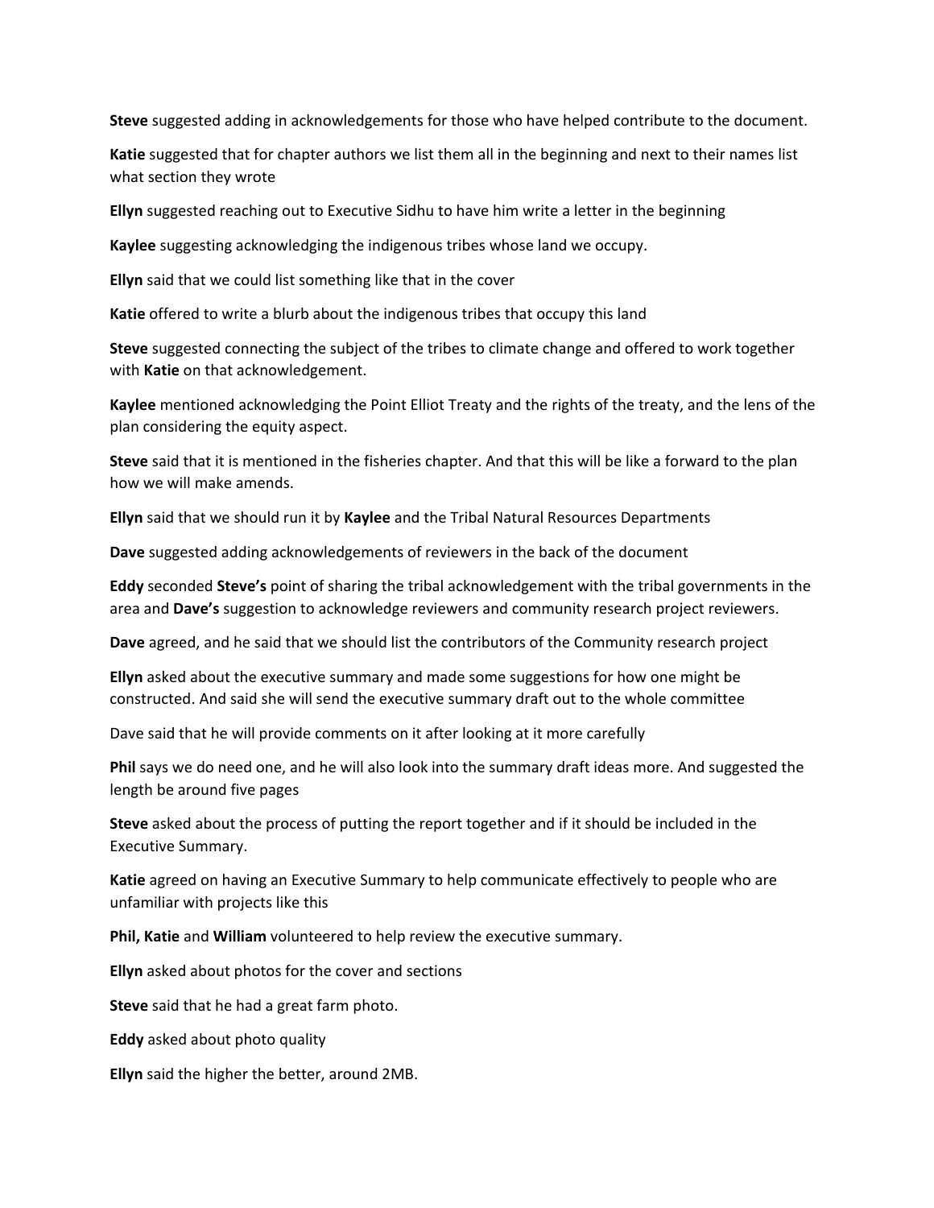**Steve** suggested adding in acknowledgements for those who have helped contribute to the document.

**Katie** suggested that for chapter authors we list them all in the beginning and next to their names list what section they wrote

**Ellyn** suggested reaching out to Executive Sidhu to have him write a letter in the beginning

**Kaylee** suggesting acknowledging the indigenous tribes whose land we occupy.

**Ellyn** said that we could list something like that in the cover

**Katie** offered to write a blurb about the indigenous tribes that occupy this land

**Steve** suggested connecting the subject of the tribes to climate change and offered to work together with **Katie** on that acknowledgement.

**Kaylee** mentioned acknowledging the Point Elliot Treaty and the rights of the treaty, and the lens of the plan considering the equity aspect.

**Steve** said that it is mentioned in the fisheries chapter. And that this will be like a forward to the plan how we will make amends.

**Ellyn** said that we should run it by **Kaylee** and the Tribal Natural Resources Departments

**Dave** suggested adding acknowledgements of reviewers in the back of the document

**Eddy** seconded **Steve's** point of sharing the tribal acknowledgement with the tribal governments in the area and **Dave's** suggestion to acknowledge reviewers and community research project reviewers.

**Dave** agreed, and he said that we should list the contributors of the Community research project

**Ellyn** asked about the executive summary and made some suggestions for how one might be constructed. And said she will send the executive summary draft out to the whole committee

Dave said that he will provide comments on it after looking at it more carefully

**Phil** says we do need one, and he will also look into the summary draft ideas more. And suggested the length be around five pages

**Steve** asked about the process of putting the report together and if it should be included in the Executive Summary.

**Katie** agreed on having an Executive Summary to help communicate effectively to people who are unfamiliar with projects like this

**Phil, Katie** and **William** volunteered to help review the executive summary.

**Ellyn** asked about photos for the cover and sections

**Steve** said that he had a great farm photo.

**Eddy** asked about photo quality

**Ellyn** said the higher the better, around 2MB.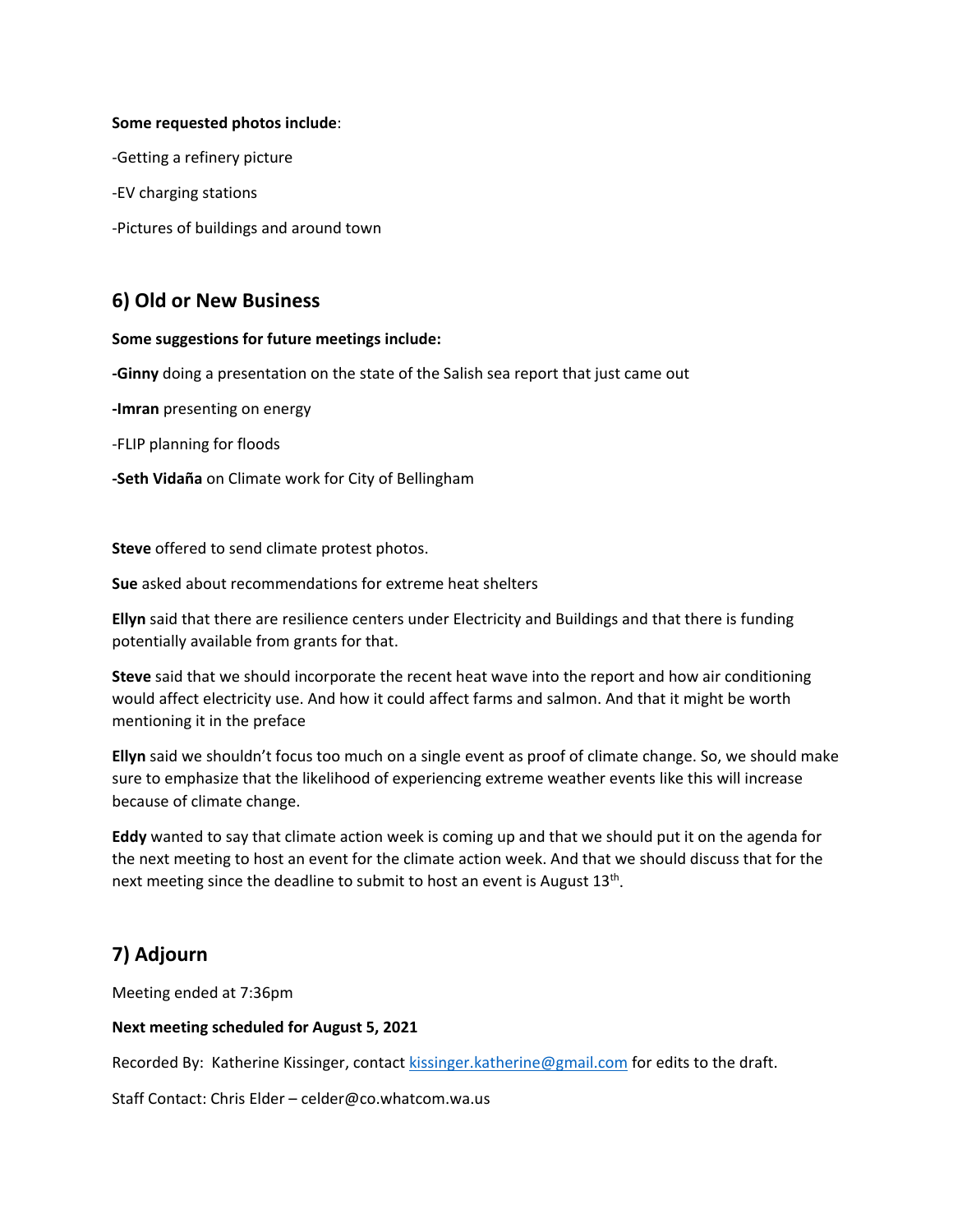**Some requested photos include**:

-Getting a refinery picture

-EV charging stations

-Pictures of buildings and around town

## 6) Old or New Business

**Some suggestions for future meetings include:**

**-Ginny** doing a presentation on the state of the Salish sea report that just came out

**-Imran** presenting on energy

-FLIP planning for floods

**-Seth Vidaña** on Climate work for City of Bellingham

**Steve** offered to send climate protest photos.

**Sue** asked about recommendations for extreme heat shelters

**Ellyn** said that there are resilience centers under Electricity and Buildings and that there is funding potentially available from grants for that.

**Steve** said that we should incorporate the recent heat wave into the report and how air conditioning would affect electricity use. And how it could affect farms and salmon. And that it might be worth mentioning it in the preface

**Ellyn** said we shouldn't focus too much on a single event as proof of climate change. So, we should make sure to emphasize that the likelihood of experiencing extreme weather events like this will increase because of climate change.

**Eddy** wanted to say that climate action week is coming up and that we should put it on the agenda for the next meeting to host an event for the climate action week. And that we should discuss that for the next meeting since the deadline to submit to host an event is August 13th.

## 7) Adjourn

Meeting ended at 7:36pm

**Next meeting scheduled for August 5, 2021**

Recorded By: Katherine Kissinger, contact kissinger.katherine@gmail.com for edits to the draft.

Staff Contact: Chris Elder – celder@co.whatcom.wa.us